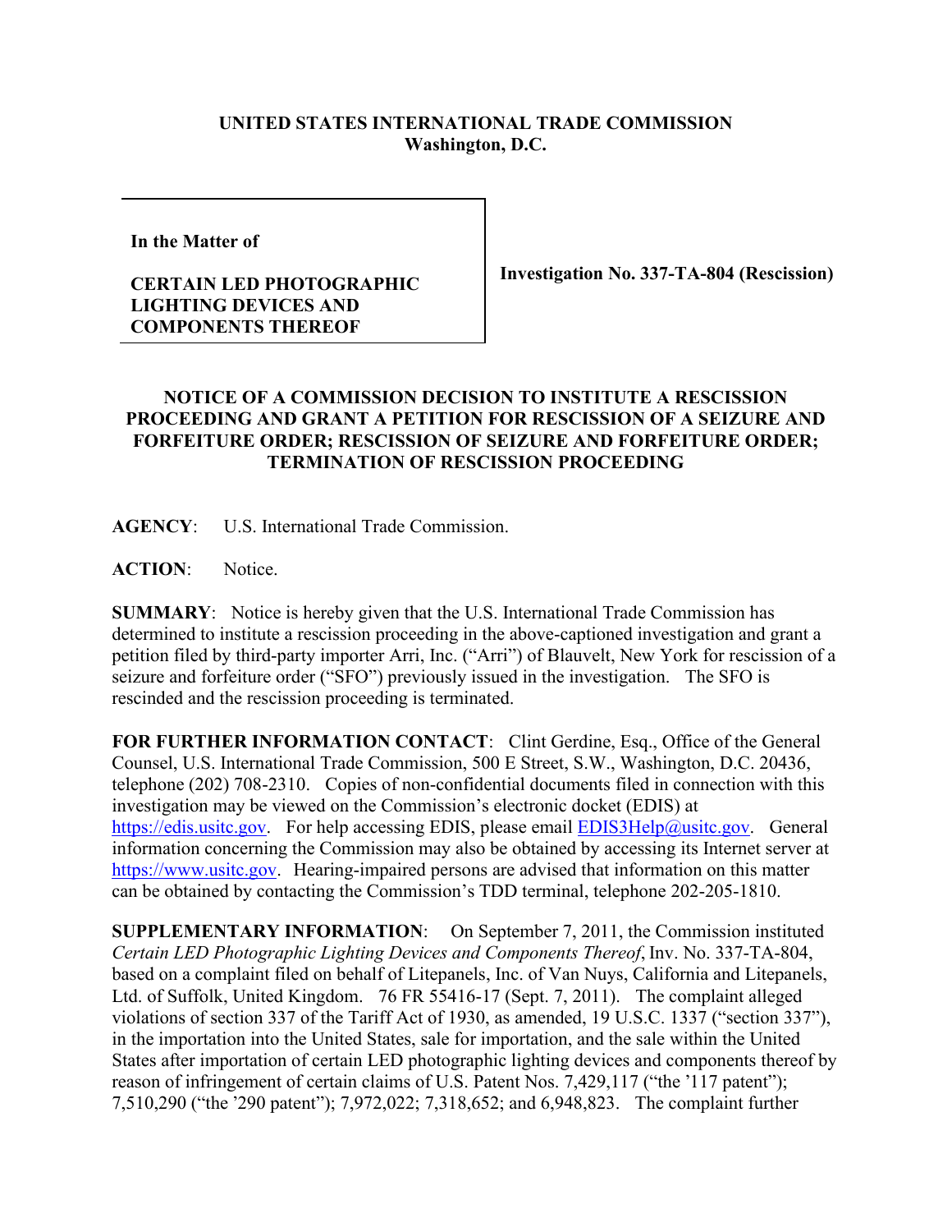**UNITED STATES INTERNATIONAL TRADE COMMISSION**
**Washington, D.C.**

| In the Matter of<br><br>**CERTAIN LED PHOTOGRAPHIC LIGHTING DEVICES AND COMPONENTS THEREOF** | **Investigation No. 337-TA-804 (Rescission)** |
|---|---|

**NOTICE OF A COMMISSION DECISION TO INSTITUTE A RESCISSION PROCEEDING AND GRANT A PETITION FOR RESCISSION OF A SEIZURE AND FORFEITURE ORDER; RESCISSION OF SEIZURE AND FORFEITURE ORDER; TERMINATION OF RESCISSION PROCEEDING**

**AGENCY**: U.S. International Trade Commission.

**ACTION**: Notice.

**SUMMARY**: Notice is hereby given that the U.S. International Trade Commission has determined to institute a rescission proceeding in the above-captioned investigation and grant a petition filed by third-party importer Arri, Inc. ("Arri") of Blauvelt, New York for rescission of a seizure and forfeiture order ("SFO") previously issued in the investigation. The SFO is rescinded and the rescission proceeding is terminated.

**FOR FURTHER INFORMATION CONTACT**: Clint Gerdine, Esq., Office of the General Counsel, U.S. International Trade Commission, 500 E Street, S.W., Washington, D.C. 20436, telephone (202) 708-2310. Copies of non-confidential documents filed in connection with this investigation may be viewed on the Commission's electronic docket (EDIS) at https://edis.usitc.gov. For help accessing EDIS, please email EDIS3Help@usitc.gov. General information concerning the Commission may also be obtained by accessing its Internet server at https://www.usitc.gov. Hearing-impaired persons are advised that information on this matter can be obtained by contacting the Commission's TDD terminal, telephone 202-205-1810.

**SUPPLEMENTARY INFORMATION**: On September 7, 2011, the Commission instituted *Certain LED Photographic Lighting Devices and Components Thereof*, Inv. No. 337-TA-804, based on a complaint filed on behalf of Litepanels, Inc. of Van Nuys, California and Litepanels, Ltd. of Suffolk, United Kingdom. 76 FR 55416-17 (Sept. 7, 2011). The complaint alleged violations of section 337 of the Tariff Act of 1930, as amended, 19 U.S.C. 1337 ("section 337"), in the importation into the United States, sale for importation, and the sale within the United States after importation of certain LED photographic lighting devices and components thereof by reason of infringement of certain claims of U.S. Patent Nos. 7,429,117 ("the '117 patent"); 7,510,290 ("the '290 patent"); 7,972,022; 7,318,652; and 6,948,823. The complaint further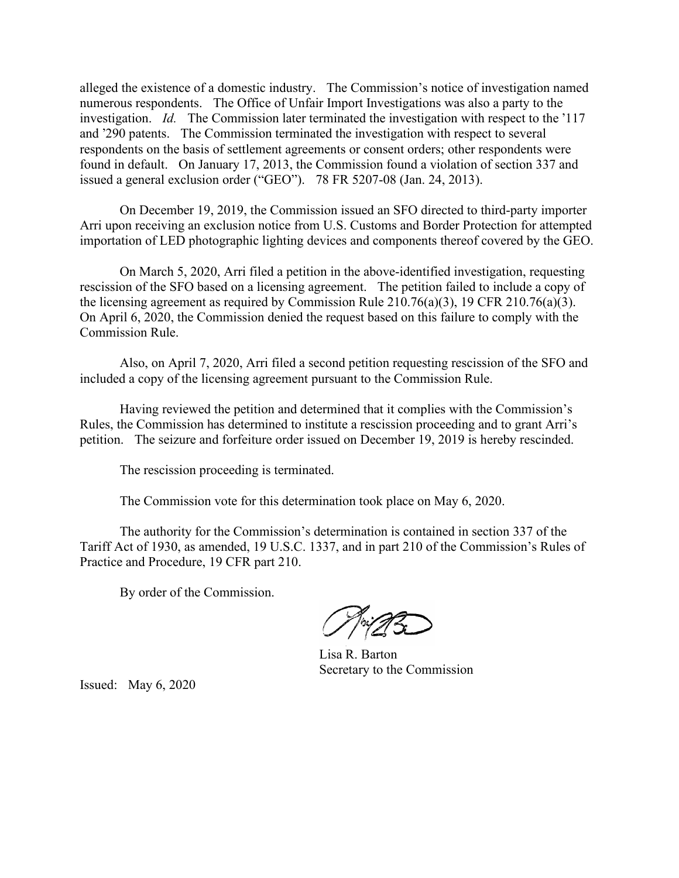alleged the existence of a domestic industry. The Commission's notice of investigation named numerous respondents. The Office of Unfair Import Investigations was also a party to the investigation. *Id.* The Commission later terminated the investigation with respect to the '117 and '290 patents. The Commission terminated the investigation with respect to several respondents on the basis of settlement agreements or consent orders; other respondents were found in default. On January 17, 2013, the Commission found a violation of section 337 and issued a general exclusion order ("GEO"). 78 FR 5207-08 (Jan. 24, 2013).

On December 19, 2019, the Commission issued an SFO directed to third-party importer Arri upon receiving an exclusion notice from U.S. Customs and Border Protection for attempted importation of LED photographic lighting devices and components thereof covered by the GEO.

On March 5, 2020, Arri filed a petition in the above-identified investigation, requesting rescission of the SFO based on a licensing agreement. The petition failed to include a copy of the licensing agreement as required by Commission Rule 210.76(a)(3), 19 CFR 210.76(a)(3). On April 6, 2020, the Commission denied the request based on this failure to comply with the Commission Rule.

Also, on April 7, 2020, Arri filed a second petition requesting rescission of the SFO and included a copy of the licensing agreement pursuant to the Commission Rule.

Having reviewed the petition and determined that it complies with the Commission's Rules, the Commission has determined to institute a rescission proceeding and to grant Arri's petition. The seizure and forfeiture order issued on December 19, 2019 is hereby rescinded.

The rescission proceeding is terminated.

The Commission vote for this determination took place on May 6, 2020.

The authority for the Commission's determination is contained in section 337 of the Tariff Act of 1930, as amended, 19 U.S.C. 1337, and in part 210 of the Commission's Rules of Practice and Procedure, 19 CFR part 210.

By order of the Commission.

Lisa R. Barton
Secretary to the Commission

Issued: May 6, 2020